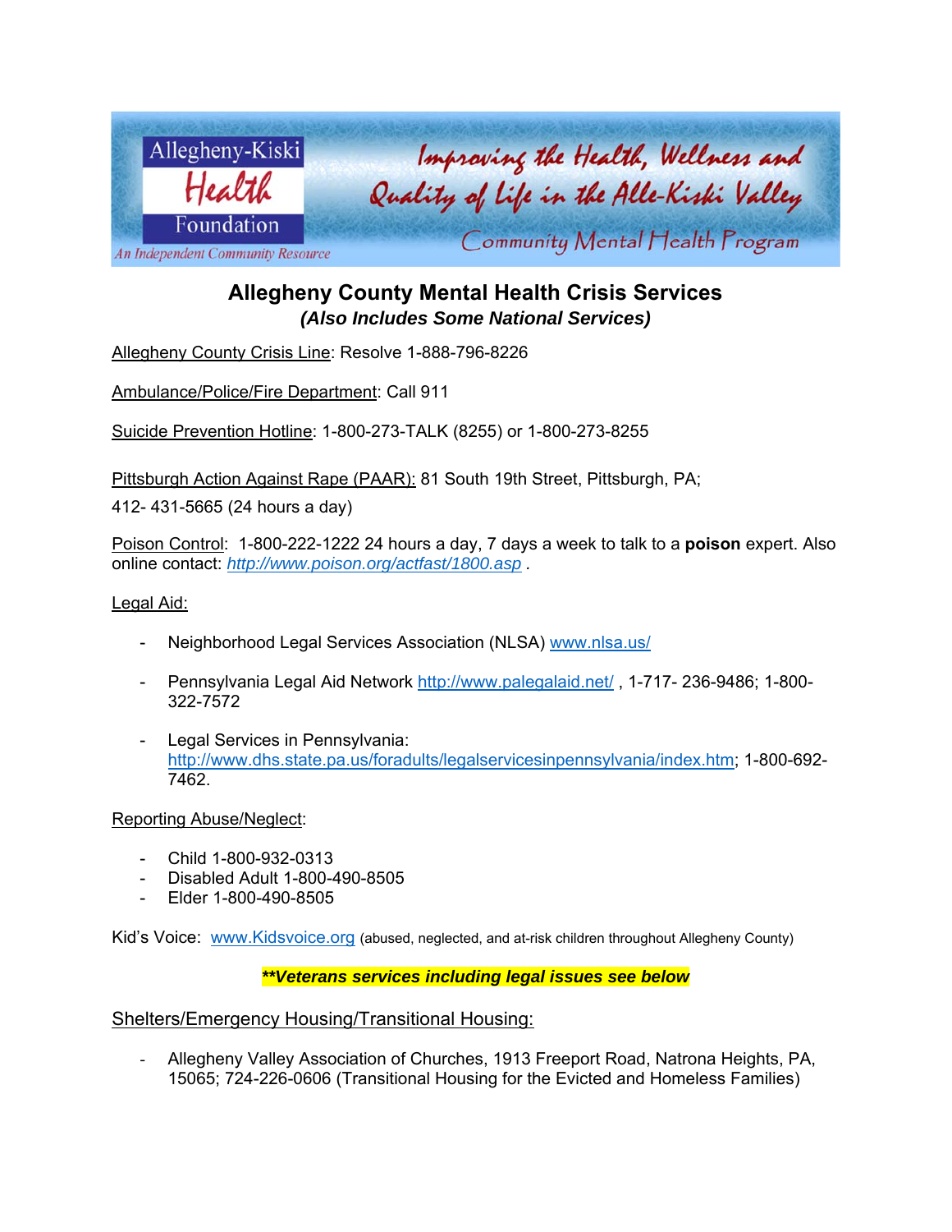Allegheny-Kiski Health Foundation

An Independent Community Resource

Improving the Health, Wellness and Quality of Life in the Alle-Kiski Valley

Community Mental Health Program

# Allegheny County Mental Health Crisis Services

***(Also Includes Some National Services)***

Allegheny County Crisis Line: Resolve 1-888-796-8226

Ambulance/Police/Fire Department: Call 911

Suicide Prevention Hotline: 1-800-273-TALK (8255) or 1-800-273-8255

Pittsburgh Action Against Rape (PAAR): 81 South 19th Street, Pittsburgh, PA;
412- 431-5665 (24 hours a day)

Poison Control: 1-800-222-1222 24 hours a day, 7 days a week to talk to a **poison** expert. Also online contact: *http://www.poison.org/actfast/1800.asp* .

Legal Aid:

- Neighborhood Legal Services Association (NLSA) www.nlsa.us/
- Pennsylvania Legal Aid Network http://www.palegalaid.net/ , 1-717- 236-9486; 1-800-322-7572
- Legal Services in Pennsylvania: http://www.dhs.state.pa.us/foradults/legalservicesinpennsylvania/index.htm; 1-800-692-7462.

Reporting Abuse/Neglect:

- Child 1-800-932-0313
- Disabled Adult 1-800-490-8505
- Elder 1-800-490-8505

Kid's Voice: www.Kidsvoice.org (abused, neglected, and at-risk children throughout Allegheny County)

***\*\*Veterans services including legal issues see below***

Shelters/Emergency Housing/Transitional Housing:

- Allegheny Valley Association of Churches, 1913 Freeport Road, Natrona Heights, PA, 15065; 724-226-0606 (Transitional Housing for the Evicted and Homeless Families)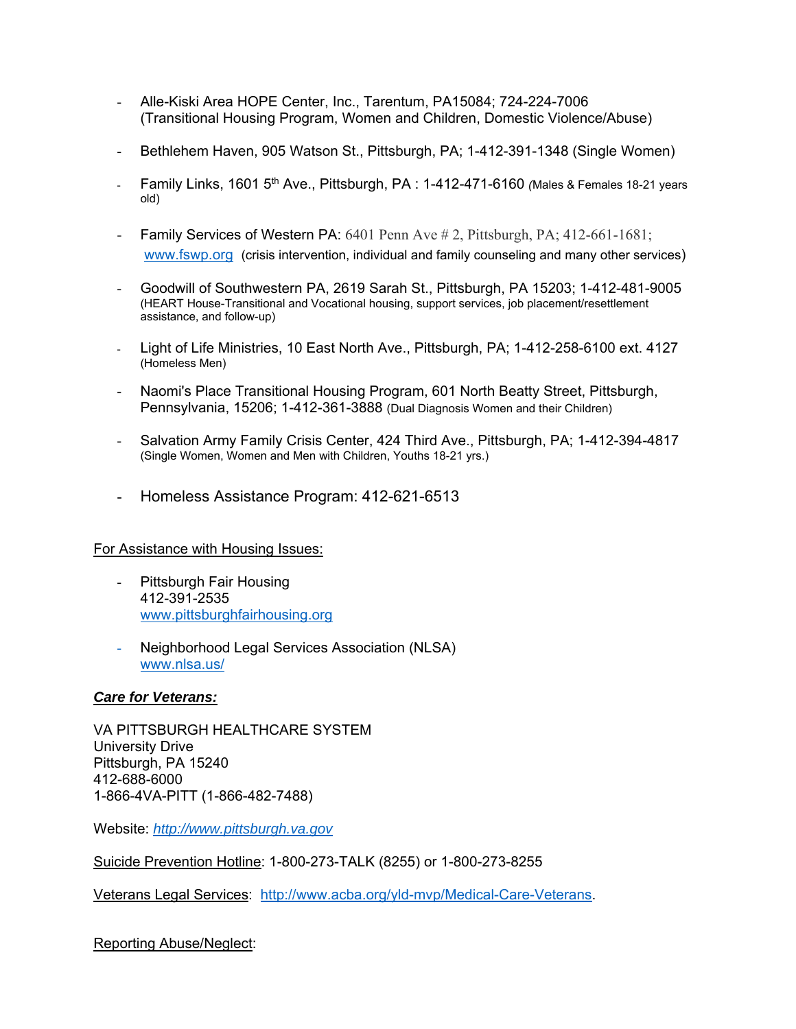- Alle-Kiski Area HOPE Center, Inc., Tarentum, PA15084; 724-224-7006 (Transitional Housing Program, Women and Children, Domestic Violence/Abuse)

- Bethlehem Haven, 905 Watson St., Pittsburgh, PA; 1-412-391-1348 (Single Women)

- Family Links, 1601 5th Ave., Pittsburgh, PA : 1-412-471-6160 (Males & Females 18-21 years old)

- Family Services of Western PA: 6401 Penn Ave # 2, Pittsburgh, PA; 412-661-1681; www.fswp.org (crisis intervention, individual and family counseling and many other services)

- Goodwill of Southwestern PA, 2619 Sarah St., Pittsburgh, PA 15203; 1-412-481-9005 (HEART House-Transitional and Vocational housing, support services, job placement/resettlement assistance, and follow-up)

- Light of Life Ministries, 10 East North Ave., Pittsburgh, PA; 1-412-258-6100 ext. 4127 (Homeless Men)

- Naomi's Place Transitional Housing Program, 601 North Beatty Street, Pittsburgh, Pennsylvania, 15206; 1-412-361-3888 (Dual Diagnosis Women and their Children)

- Salvation Army Family Crisis Center, 424 Third Ave., Pittsburgh, PA; 1-412-394-4817 (Single Women, Women and Men with Children, Youths 18-21 yrs.)

- Homeless Assistance Program: 412-621-6513

For Assistance with Housing Issues:

- Pittsburgh Fair Housing
  412-391-2535
  www.pittsburghfairhousing.org

- Neighborhood Legal Services Association (NLSA)
  www.nlsa.us/

***Care for Veterans:***

VA PITTSBURGH HEALTHCARE SYSTEM
University Drive
Pittsburgh, PA 15240
412-688-6000
1-866-4VA-PITT (1-866-482-7488)

Website: *http://www.pittsburgh.va.gov*

Suicide Prevention Hotline: 1-800-273-TALK (8255) or 1-800-273-8255

Veterans Legal Services: http://www.acba.org/yld-mvp/Medical-Care-Veterans.

Reporting Abuse/Neglect: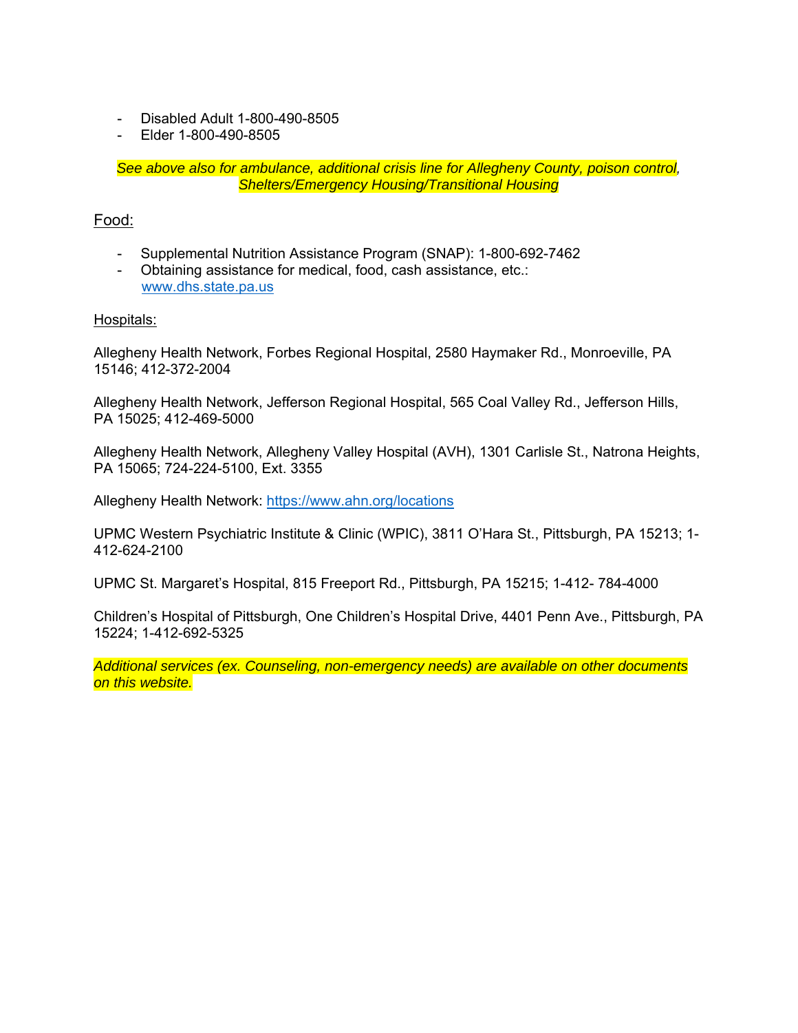- Disabled Adult 1-800-490-8505
- Elder 1-800-490-8505

*See above also for ambulance, additional crisis line for Allegheny County, poison control, Shelters/Emergency Housing/Transitional Housing*

Food:

- Supplemental Nutrition Assistance Program (SNAP): 1-800-692-7462
- Obtaining assistance for medical, food, cash assistance, etc.: [www.dhs.state.pa.us](www.dhs.state.pa.us)

Hospitals:

Allegheny Health Network, Forbes Regional Hospital, 2580 Haymaker Rd., Monroeville, PA 15146; 412-372-2004

Allegheny Health Network, Jefferson Regional Hospital, 565 Coal Valley Rd., Jefferson Hills, PA 15025; 412-469-5000

Allegheny Health Network, Allegheny Valley Hospital (AVH), 1301 Carlisle St., Natrona Heights, PA 15065; 724-224-5100, Ext. 3355

Allegheny Health Network: [https://www.ahn.org/locations](https://www.ahn.org/locations)

UPMC Western Psychiatric Institute & Clinic (WPIC), 3811 O'Hara St., Pittsburgh, PA 15213; 1-412-624-2100

UPMC St. Margaret's Hospital, 815 Freeport Rd., Pittsburgh, PA 15215; 1-412- 784-4000

Children's Hospital of Pittsburgh, One Children's Hospital Drive, 4401 Penn Ave., Pittsburgh, PA 15224; 1-412-692-5325

*Additional services (ex. Counseling, non-emergency needs) are available on other documents on this website.*